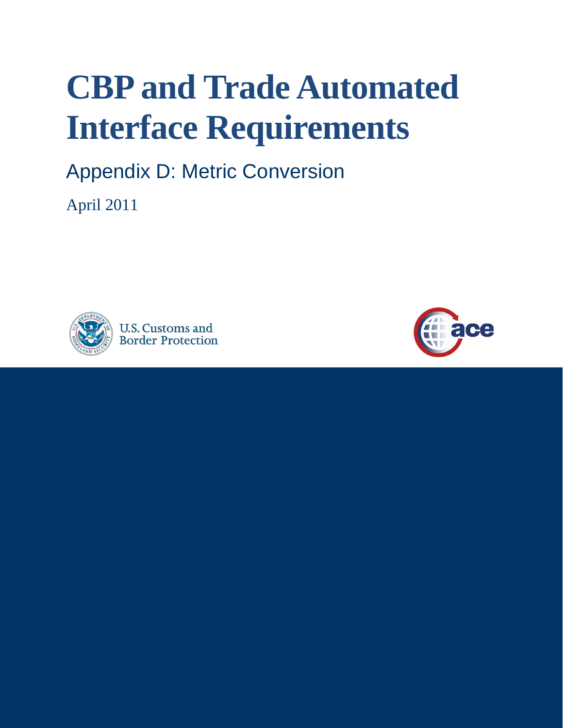# CBP and Trade Automated Interface Requirements

## Appendix D: Metric Conversion

April 2011

U.S. Customs and Border Protection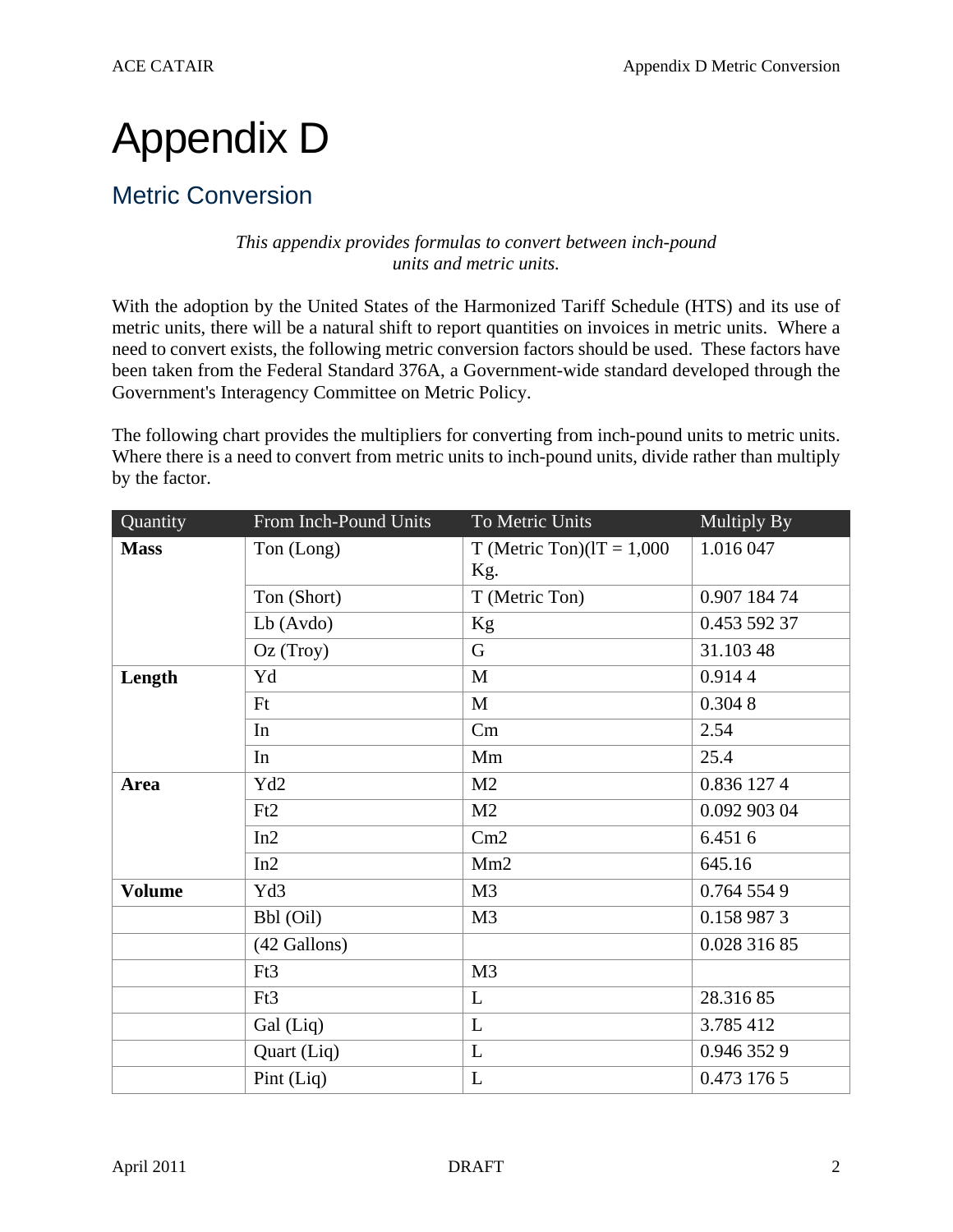# Appendix D

## Metric Conversion

*This appendix provides formulas to convert between inch-pound units and metric units.*

With the adoption by the United States of the Harmonized Tariff Schedule (HTS) and its use of metric units, there will be a natural shift to report quantities on invoices in metric units. Where a need to convert exists, the following metric conversion factors should be used. These factors have been taken from the Federal Standard 376A, a Government-wide standard developed through the Government's Interagency Committee on Metric Policy.

The following chart provides the multipliers for converting from inch-pound units to metric units. Where there is a need to convert from metric units to inch-pound units, divide rather than multiply by the factor.

| Quantity | From Inch-Pound Units | To Metric Units | Multiply By |
|---|---|---|---|
| **Mass** | Ton (Long) | T (Metric Ton)(lT = 1,000 Kg. | 1.016 047 |
| | Ton (Short) | T (Metric Ton) | 0.907 184 74 |
| | Lb (Avdo) | Kg | 0.453 592 37 |
| | Oz (Troy) | G | 31.103 48 |
| **Length** | Yd | M | 0.914 4 |
| | Ft | M | 0.304 8 |
| | In | Cm | 2.54 |
| | In | Mm | 25.4 |
| **Area** | Yd2 | M2 | 0.836 127 4 |
| | Ft2 | M2 | 0.092 903 04 |
| | In2 | Cm2 | 6.451 6 |
| | In2 | Mm2 | 645.16 |
| **Volume** | Yd3 | M3 | 0.764 554 9 |
| | Bbl (Oil) | M3 | 0.158 987 3 |
| | (42 Gallons) | | 0.028 316 85 |
| | Ft3 | M3 | |
| | Ft3 | L | 28.316 85 |
| | Gal (Liq) | L | 3.785 412 |
| | Quart (Liq) | L | 0.946 352 9 |
| | Pint (Liq) | L | 0.473 176 5 |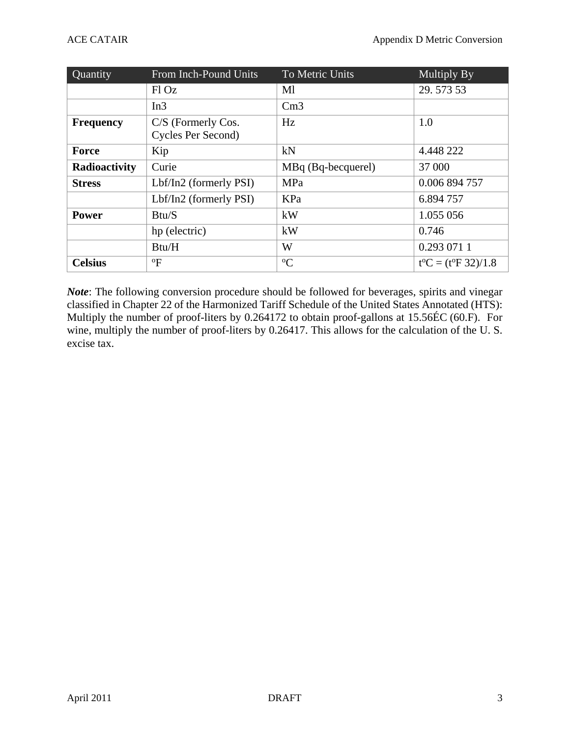| Quantity | From Inch-Pound Units | To Metric Units | Multiply By |
| --- | --- | --- | --- |
| | Fl Oz | Ml | 29. 573 53 |
| | In3 | Cm3 | |
| **Frequency** | C/S (Formerly Cos. Cycles Per Second) | Hz | 1.0 |
| **Force** | Kip | kN | 4.448 222 |
| **Radioactivity** | Curie | MBq (Bq-becquerel) | 37 000 |
| **Stress** | Lbf/In2 (formerly PSI) | MPa | 0.006 894 757 |
| | Lbf/In2 (formerly PSI) | KPa | 6.894 757 |
| **Power** | Btu/S | kW | 1.055 056 |
| | hp (electric) | kW | 0.746 |
| | Btu/H | W | 0.293 071 1 |
| **Celsius** | ºF | ºC | tºC = (tºF 32)/1.8 |

***Note***: The following conversion procedure should be followed for beverages, spirits and vinegar classified in Chapter 22 of the Harmonized Tariff Schedule of the United States Annotated (HTS): Multiply the number of proof-liters by 0.264172 to obtain proof-gallons at 15.56ÉC (60.F). For wine, multiply the number of proof-liters by 0.26417. This allows for the calculation of the U. S. excise tax.